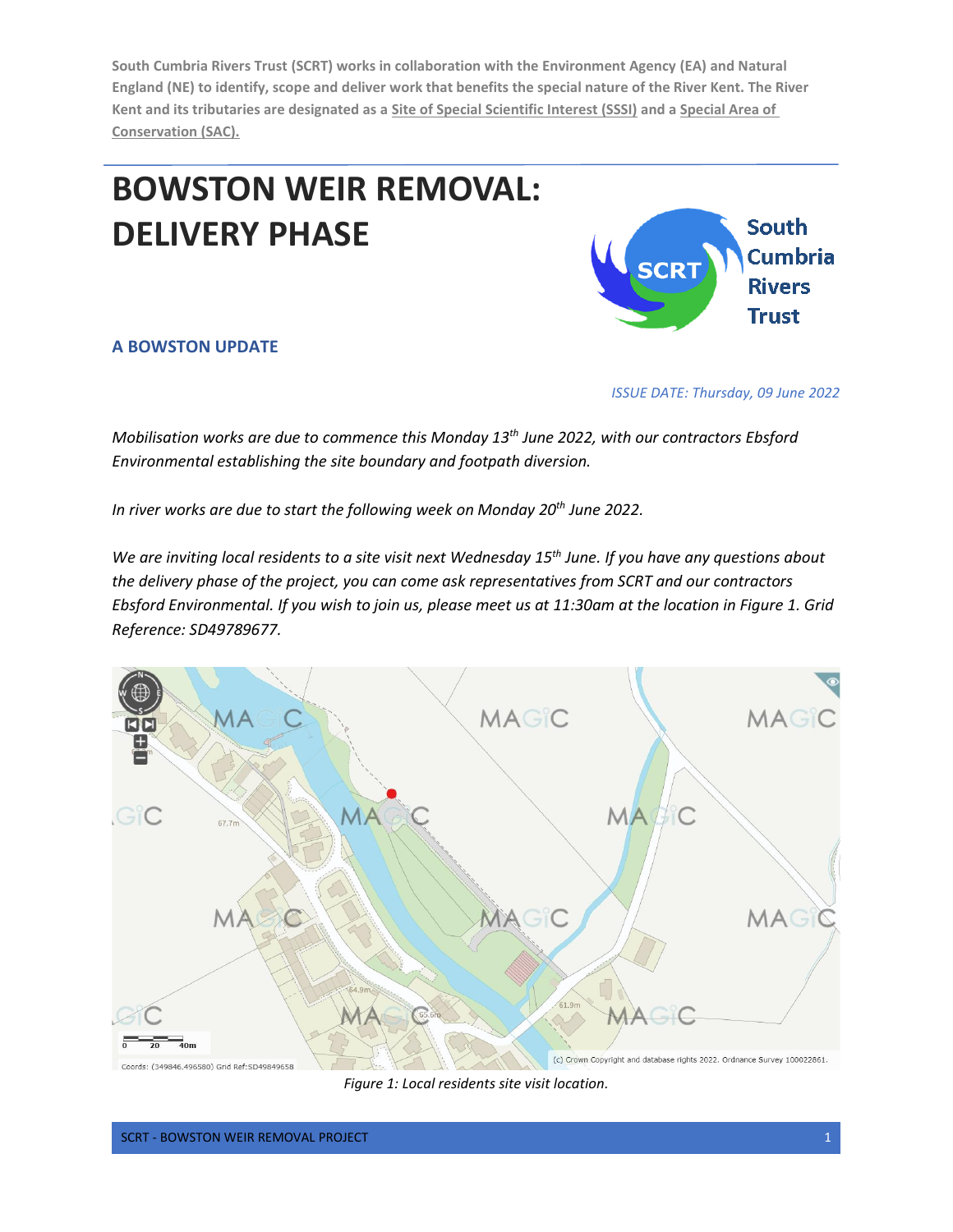**South Cumbria Rivers Trust (SCRT) works in collaboration with the Environment Agency (EA) and Natural England (NE) to identify, scope and deliver work that benefits the special nature of the River Kent. The River Kent and its tributaries are designated as a Site of Special Scientific Interest (SSSI) and a Special Area of Conservation (SAC).**

# BOWSTON WEIR REMOVAL: DELIVERY PHASE

South Cumbria Rivers Trust

## A BOWSTON UPDATE

*ISSUE DATE: Thursday, 09 June 2022*

*Mobilisation works are due to commence this Monday 13th June 2022, with our contractors Ebsford Environmental establishing the site boundary and footpath diversion.*

*In river works are due to start the following week on Monday 20th June 2022.*

*We are inviting local residents to a site visit next Wednesday 15th June. If you have any questions about the delivery phase of the project, you can come ask representatives from SCRT and our contractors Ebsford Environmental. If you wish to join us, please meet us at 11:30am at the location in Figure 1. Grid Reference: SD49789677.*

*Figure 1: Local residents site visit location.*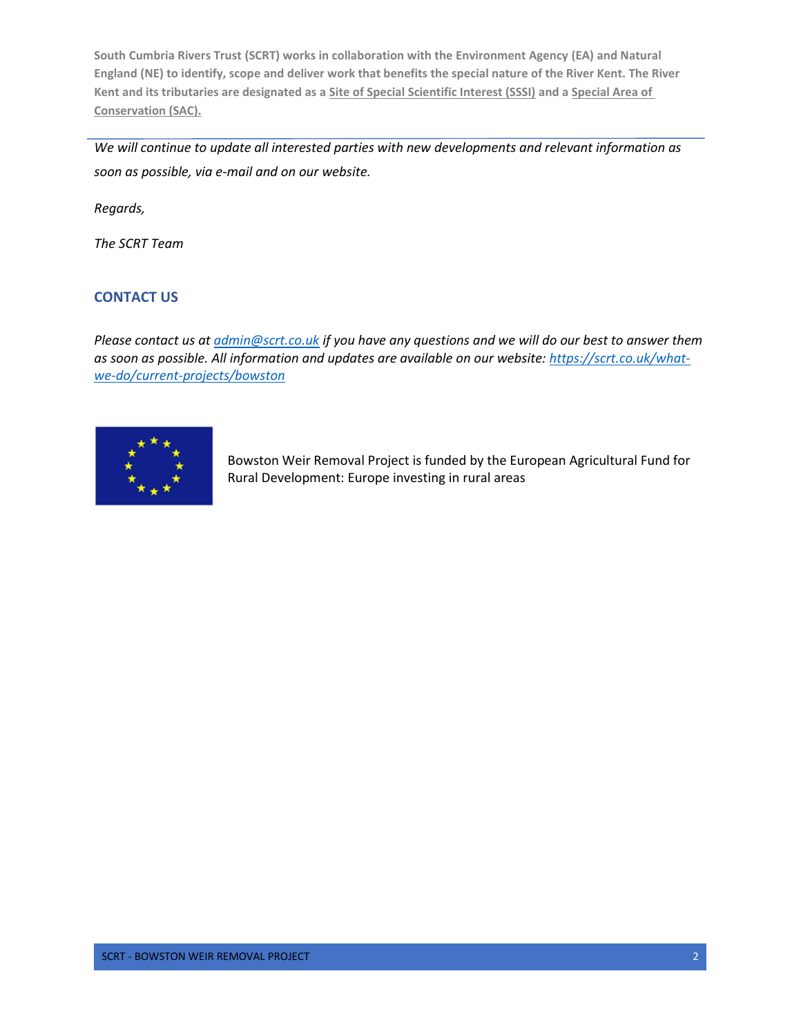**South Cumbria Rivers Trust (SCRT) works in collaboration with the Environment Agency (EA) and Natural England (NE) to identify, scope and deliver work that benefits the special nature of the River Kent. The River Kent and its tributaries are designated as a Site of Special Scientific Interest (SSSI) and a Special Area of Conservation (SAC).**

---

*We will continue to update all interested parties with new developments and relevant information as soon as possible, via e-mail and on our website.*

*Regards,*

*The SCRT Team*

## CONTACT US

*Please contact us at admin@scrt.co.uk if you have any questions and we will do our best to answer them as soon as possible. All information and updates are available on our website: https://scrt.co.uk/what-we-do/current-projects/bowston*

Bowston Weir Removal Project is funded by the European Agricultural Fund for Rural Development: Europe investing in rural areas